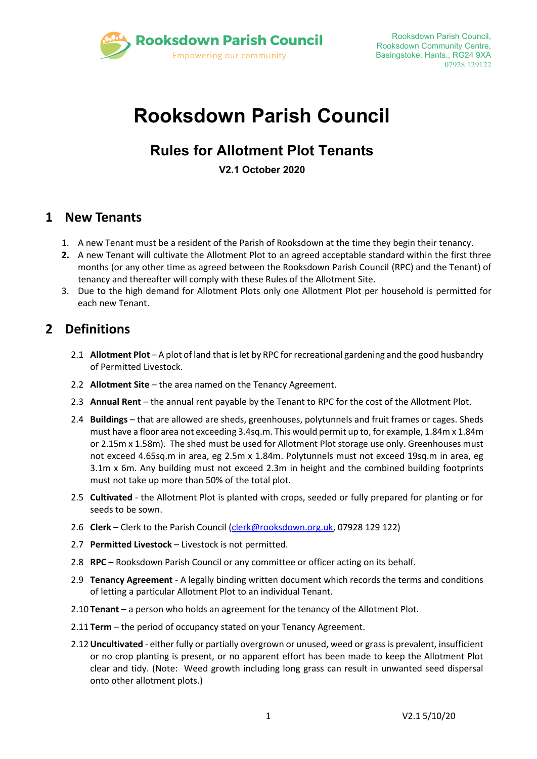Rooksdown Parish Council
Empowering our community

Rooksdown Parish Council,
Rooksdown Community Centre,
Basingstoke, Hants., RG24 9XA
07928 129122

# Rooksdown Parish Council

## Rules for Allotment Plot Tenants

**V2.1 October 2020**

## 1 New Tenants

1. A new Tenant must be a resident of the Parish of Rooksdown at the time they begin their tenancy.
2. A new Tenant will cultivate the Allotment Plot to an agreed acceptable standard within the first three months (or any other time as agreed between the Rooksdown Parish Council (RPC) and the Tenant) of tenancy and thereafter will comply with these Rules of the Allotment Site.
3. Due to the high demand for Allotment Plots only one Allotment Plot per household is permitted for each new Tenant.

## 2 Definitions

2.1 **Allotment Plot** – A plot of land that is let by RPC for recreational gardening and the good husbandry of Permitted Livestock.

2.2 **Allotment Site** – the area named on the Tenancy Agreement.

2.3 **Annual Rent** – the annual rent payable by the Tenant to RPC for the cost of the Allotment Plot.

2.4 **Buildings** – that are allowed are sheds, greenhouses, polytunnels and fruit frames or cages. Sheds must have a floor area not exceeding 3.4sq.m. This would permit up to, for example, 1.84m x 1.84m or 2.15m x 1.58m). The shed must be used for Allotment Plot storage use only. Greenhouses must not exceed 4.65sq.m in area, eg 2.5m x 1.84m. Polytunnels must not exceed 19sq.m in area, eg 3.1m x 6m. Any building must not exceed 2.3m in height and the combined building footprints must not take up more than 50% of the total plot.

2.5 **Cultivated** - the Allotment Plot is planted with crops, seeded or fully prepared for planting or for seeds to be sown.

2.6 **Clerk** – Clerk to the Parish Council (clerk@rooksdown.org.uk, 07928 129 122)

2.7 **Permitted Livestock** – Livestock is not permitted.

2.8 **RPC** – Rooksdown Parish Council or any committee or officer acting on its behalf.

2.9 **Tenancy Agreement** - A legally binding written document which records the terms and conditions of letting a particular Allotment Plot to an individual Tenant.

2.10 **Tenant** – a person who holds an agreement for the tenancy of the Allotment Plot.

2.11 **Term** – the period of occupancy stated on your Tenancy Agreement.

2.12 **Uncultivated** - either fully or partially overgrown or unused, weed or grass is prevalent, insufficient or no crop planting is present, or no apparent effort has been made to keep the Allotment Plot clear and tidy. (Note: Weed growth including long grass can result in unwanted seed dispersal onto other allotment plots.)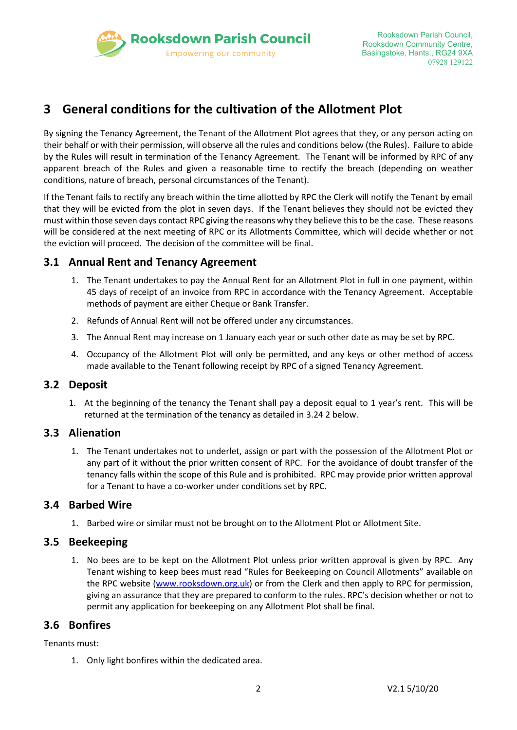# 3 General conditions for the cultivation of the Allotment Plot

By signing the Tenancy Agreement, the Tenant of the Allotment Plot agrees that they, or any person acting on their behalf or with their permission, will observe all the rules and conditions below (the Rules). Failure to abide by the Rules will result in termination of the Tenancy Agreement. The Tenant will be informed by RPC of any apparent breach of the Rules and given a reasonable time to rectify the breach (depending on weather conditions, nature of breach, personal circumstances of the Tenant).

If the Tenant fails to rectify any breach within the time allotted by RPC the Clerk will notify the Tenant by email that they will be evicted from the plot in seven days. If the Tenant believes they should not be evicted they must within those seven days contact RPC giving the reasons why they believe this to be the case. These reasons will be considered at the next meeting of RPC or its Allotments Committee, which will decide whether or not the eviction will proceed. The decision of the committee will be final.

## 3.1 Annual Rent and Tenancy Agreement

1. The Tenant undertakes to pay the Annual Rent for an Allotment Plot in full in one payment, within 45 days of receipt of an invoice from RPC in accordance with the Tenancy Agreement. Acceptable methods of payment are either Cheque or Bank Transfer.
2. Refunds of Annual Rent will not be offered under any circumstances.
3. The Annual Rent may increase on 1 January each year or such other date as may be set by RPC.
4. Occupancy of the Allotment Plot will only be permitted, and any keys or other method of access made available to the Tenant following receipt by RPC of a signed Tenancy Agreement.

## 3.2 Deposit

1. At the beginning of the tenancy the Tenant shall pay a deposit equal to 1 year's rent. This will be returned at the termination of the tenancy as detailed in 3.24 2 below.

## 3.3 Alienation

1. The Tenant undertakes not to underlet, assign or part with the possession of the Allotment Plot or any part of it without the prior written consent of RPC. For the avoidance of doubt transfer of the tenancy falls within the scope of this Rule and is prohibited. RPC may provide prior written approval for a Tenant to have a co-worker under conditions set by RPC.

## 3.4 Barbed Wire

1. Barbed wire or similar must not be brought on to the Allotment Plot or Allotment Site.

## 3.5 Beekeeping

1. No bees are to be kept on the Allotment Plot unless prior written approval is given by RPC. Any Tenant wishing to keep bees must read "Rules for Beekeeping on Council Allotments" available on the RPC website (www.rooksdown.org.uk) or from the Clerk and then apply to RPC for permission, giving an assurance that they are prepared to conform to the rules. RPC's decision whether or not to permit any application for beekeeping on any Allotment Plot shall be final.

## 3.6 Bonfires

Tenants must:

1. Only light bonfires within the dedicated area.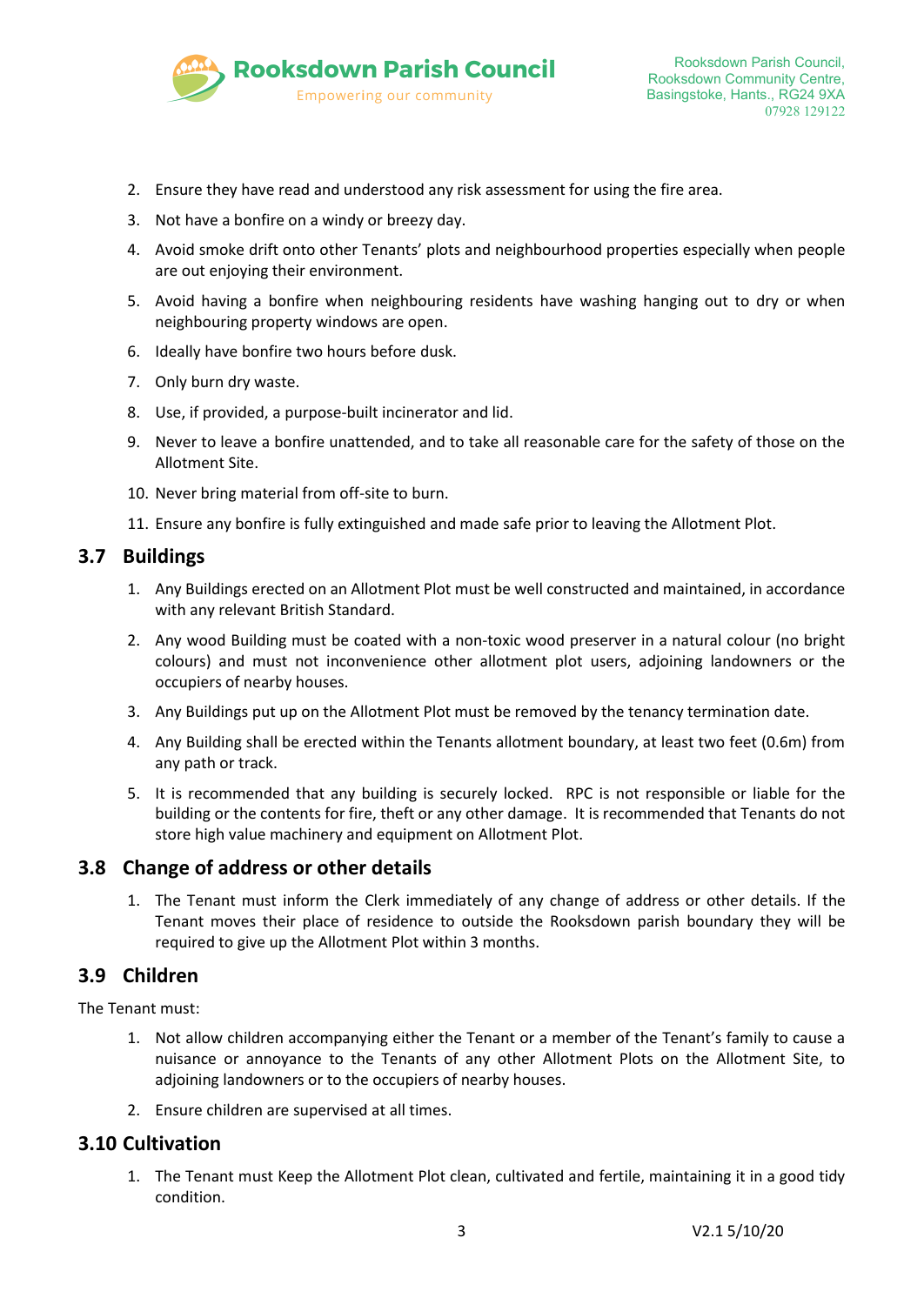2. Ensure they have read and understood any risk assessment for using the fire area.
3. Not have a bonfire on a windy or breezy day.
4. Avoid smoke drift onto other Tenants' plots and neighbourhood properties especially when people are out enjoying their environment.
5. Avoid having a bonfire when neighbouring residents have washing hanging out to dry or when neighbouring property windows are open.
6. Ideally have bonfire two hours before dusk.
7. Only burn dry waste.
8. Use, if provided, a purpose-built incinerator and lid.
9. Never to leave a bonfire unattended, and to take all reasonable care for the safety of those on the Allotment Site.
10. Never bring material from off-site to burn.
11. Ensure any bonfire is fully extinguished and made safe prior to leaving the Allotment Plot.

## 3.7 Buildings

1. Any Buildings erected on an Allotment Plot must be well constructed and maintained, in accordance with any relevant British Standard.
2. Any wood Building must be coated with a non-toxic wood preserver in a natural colour (no bright colours) and must not inconvenience other allotment plot users, adjoining landowners or the occupiers of nearby houses.
3. Any Buildings put up on the Allotment Plot must be removed by the tenancy termination date.
4. Any Building shall be erected within the Tenants allotment boundary, at least two feet (0.6m) from any path or track.
5. It is recommended that any building is securely locked. RPC is not responsible or liable for the building or the contents for fire, theft or any other damage. It is recommended that Tenants do not store high value machinery and equipment on Allotment Plot.

## 3.8 Change of address or other details

1. The Tenant must inform the Clerk immediately of any change of address or other details. If the Tenant moves their place of residence to outside the Rooksdown parish boundary they will be required to give up the Allotment Plot within 3 months.

## 3.9 Children

The Tenant must:

1. Not allow children accompanying either the Tenant or a member of the Tenant's family to cause a nuisance or annoyance to the Tenants of any other Allotment Plots on the Allotment Site, to adjoining landowners or to the occupiers of nearby houses.
2. Ensure children are supervised at all times.

## 3.10 Cultivation

1. The Tenant must Keep the Allotment Plot clean, cultivated and fertile, maintaining it in a good tidy condition.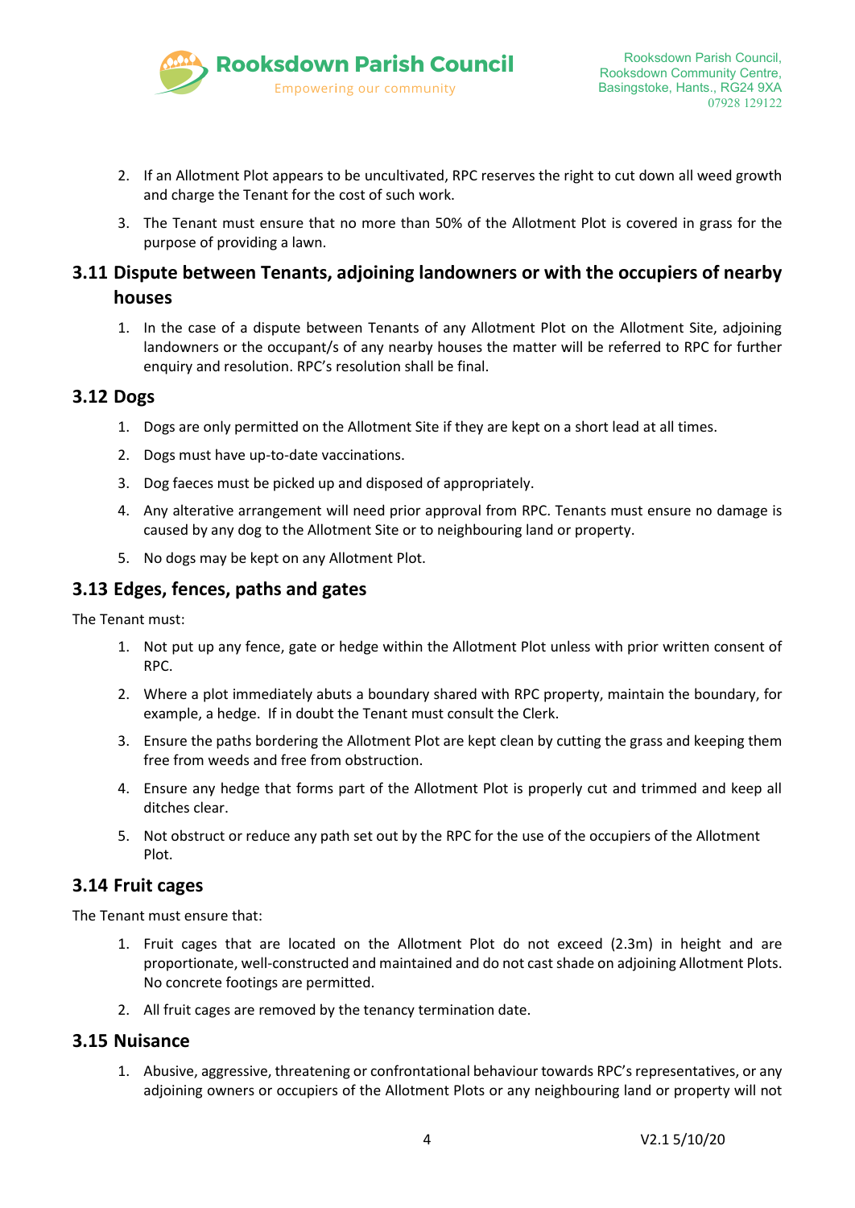2. If an Allotment Plot appears to be uncultivated, RPC reserves the right to cut down all weed growth and charge the Tenant for the cost of such work.
3. The Tenant must ensure that no more than 50% of the Allotment Plot is covered in grass for the purpose of providing a lawn.

## 3.11 Dispute between Tenants, adjoining landowners or with the occupiers of nearby houses

1. In the case of a dispute between Tenants of any Allotment Plot on the Allotment Site, adjoining landowners or the occupant/s of any nearby houses the matter will be referred to RPC for further enquiry and resolution. RPC's resolution shall be final.

## 3.12 Dogs

1. Dogs are only permitted on the Allotment Site if they are kept on a short lead at all times.
2. Dogs must have up-to-date vaccinations.
3. Dog faeces must be picked up and disposed of appropriately.
4. Any alterative arrangement will need prior approval from RPC. Tenants must ensure no damage is caused by any dog to the Allotment Site or to neighbouring land or property.
5. No dogs may be kept on any Allotment Plot.

## 3.13 Edges, fences, paths and gates

The Tenant must:

1. Not put up any fence, gate or hedge within the Allotment Plot unless with prior written consent of RPC.
2. Where a plot immediately abuts a boundary shared with RPC property, maintain the boundary, for example, a hedge. If in doubt the Tenant must consult the Clerk.
3. Ensure the paths bordering the Allotment Plot are kept clean by cutting the grass and keeping them free from weeds and free from obstruction.
4. Ensure any hedge that forms part of the Allotment Plot is properly cut and trimmed and keep all ditches clear.
5. Not obstruct or reduce any path set out by the RPC for the use of the occupiers of the Allotment Plot.

## 3.14 Fruit cages

The Tenant must ensure that:

1. Fruit cages that are located on the Allotment Plot do not exceed (2.3m) in height and are proportionate, well-constructed and maintained and do not cast shade on adjoining Allotment Plots. No concrete footings are permitted.
2. All fruit cages are removed by the tenancy termination date.

## 3.15 Nuisance

1. Abusive, aggressive, threatening or confrontational behaviour towards RPC's representatives, or any adjoining owners or occupiers of the Allotment Plots or any neighbouring land or property will not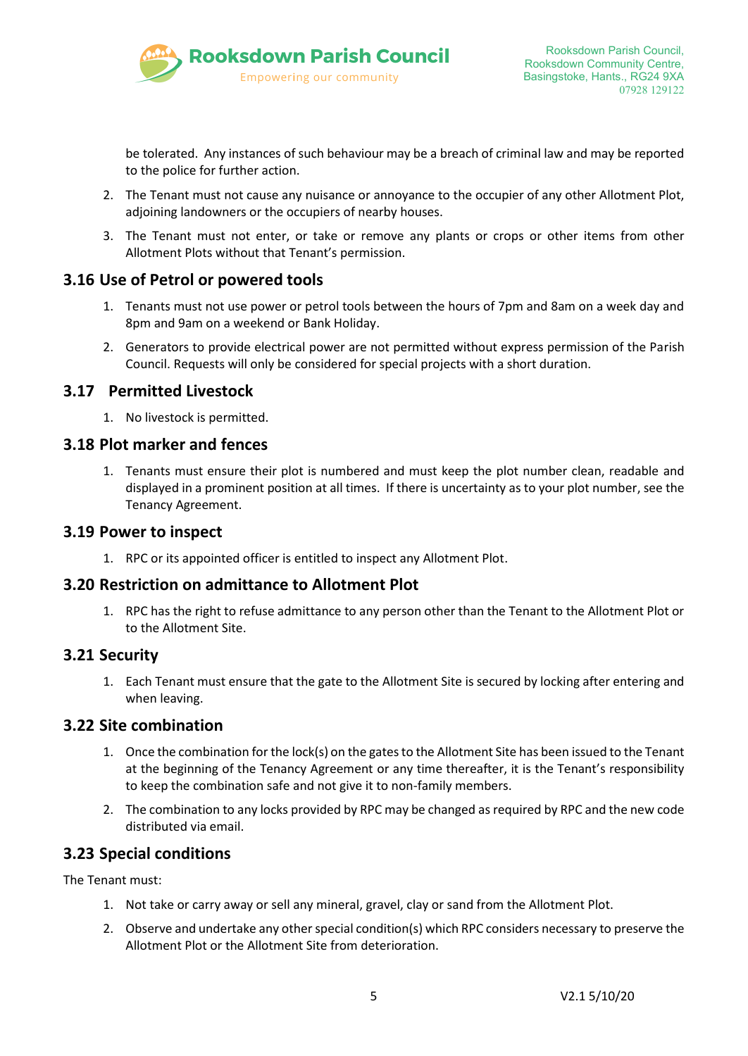be tolerated. Any instances of such behaviour may be a breach of criminal law and may be reported to the police for further action.

2. The Tenant must not cause any nuisance or annoyance to the occupier of any other Allotment Plot, adjoining landowners or the occupiers of nearby houses.
3. The Tenant must not enter, or take or remove any plants or crops or other items from other Allotment Plots without that Tenant's permission.

## 3.16 Use of Petrol or powered tools

1. Tenants must not use power or petrol tools between the hours of 7pm and 8am on a week day and 8pm and 9am on a weekend or Bank Holiday.
2. Generators to provide electrical power are not permitted without express permission of the Parish Council. Requests will only be considered for special projects with a short duration.

## 3.17 Permitted Livestock

1. No livestock is permitted.

## 3.18 Plot marker and fences

1. Tenants must ensure their plot is numbered and must keep the plot number clean, readable and displayed in a prominent position at all times. If there is uncertainty as to your plot number, see the Tenancy Agreement.

## 3.19 Power to inspect

1. RPC or its appointed officer is entitled to inspect any Allotment Plot.

## 3.20 Restriction on admittance to Allotment Plot

1. RPC has the right to refuse admittance to any person other than the Tenant to the Allotment Plot or to the Allotment Site.

## 3.21 Security

1. Each Tenant must ensure that the gate to the Allotment Site is secured by locking after entering and when leaving.

## 3.22 Site combination

1. Once the combination for the lock(s) on the gates to the Allotment Site has been issued to the Tenant at the beginning of the Tenancy Agreement or any time thereafter, it is the Tenant's responsibility to keep the combination safe and not give it to non-family members.
2. The combination to any locks provided by RPC may be changed as required by RPC and the new code distributed via email.

## 3.23 Special conditions

The Tenant must:

1. Not take or carry away or sell any mineral, gravel, clay or sand from the Allotment Plot.
2. Observe and undertake any other special condition(s) which RPC considers necessary to preserve the Allotment Plot or the Allotment Site from deterioration.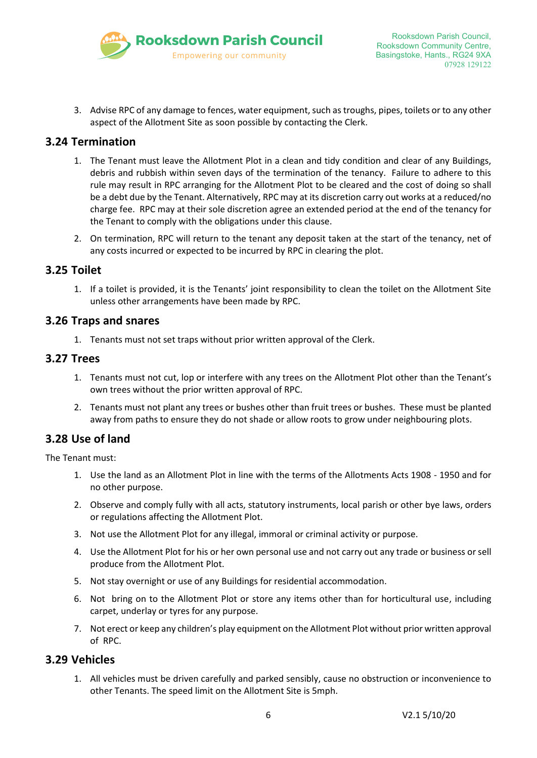3. Advise RPC of any damage to fences, water equipment, such as troughs, pipes, toilets or to any other aspect of the Allotment Site as soon possible by contacting the Clerk.

## 3.24 Termination

1. The Tenant must leave the Allotment Plot in a clean and tidy condition and clear of any Buildings, debris and rubbish within seven days of the termination of the tenancy. Failure to adhere to this rule may result in RPC arranging for the Allotment Plot to be cleared and the cost of doing so shall be a debt due by the Tenant. Alternatively, RPC may at its discretion carry out works at a reduced/no charge fee. RPC may at their sole discretion agree an extended period at the end of the tenancy for the Tenant to comply with the obligations under this clause.
2. On termination, RPC will return to the tenant any deposit taken at the start of the tenancy, net of any costs incurred or expected to be incurred by RPC in clearing the plot.

## 3.25 Toilet

1. If a toilet is provided, it is the Tenants' joint responsibility to clean the toilet on the Allotment Site unless other arrangements have been made by RPC.

## 3.26 Traps and snares

1. Tenants must not set traps without prior written approval of the Clerk.

## 3.27 Trees

1. Tenants must not cut, lop or interfere with any trees on the Allotment Plot other than the Tenant's own trees without the prior written approval of RPC.
2. Tenants must not plant any trees or bushes other than fruit trees or bushes. These must be planted away from paths to ensure they do not shade or allow roots to grow under neighbouring plots.

## 3.28 Use of land

The Tenant must:

1. Use the land as an Allotment Plot in line with the terms of the Allotments Acts 1908 - 1950 and for no other purpose.
2. Observe and comply fully with all acts, statutory instruments, local parish or other bye laws, orders or regulations affecting the Allotment Plot.
3. Not use the Allotment Plot for any illegal, immoral or criminal activity or purpose.
4. Use the Allotment Plot for his or her own personal use and not carry out any trade or business or sell produce from the Allotment Plot.
5. Not stay overnight or use of any Buildings for residential accommodation.
6. Not bring on to the Allotment Plot or store any items other than for horticultural use, including carpet, underlay or tyres for any purpose.
7. Not erect or keep any children's play equipment on the Allotment Plot without prior written approval of RPC.

## 3.29 Vehicles

1. All vehicles must be driven carefully and parked sensibly, cause no obstruction or inconvenience to other Tenants. The speed limit on the Allotment Site is 5mph.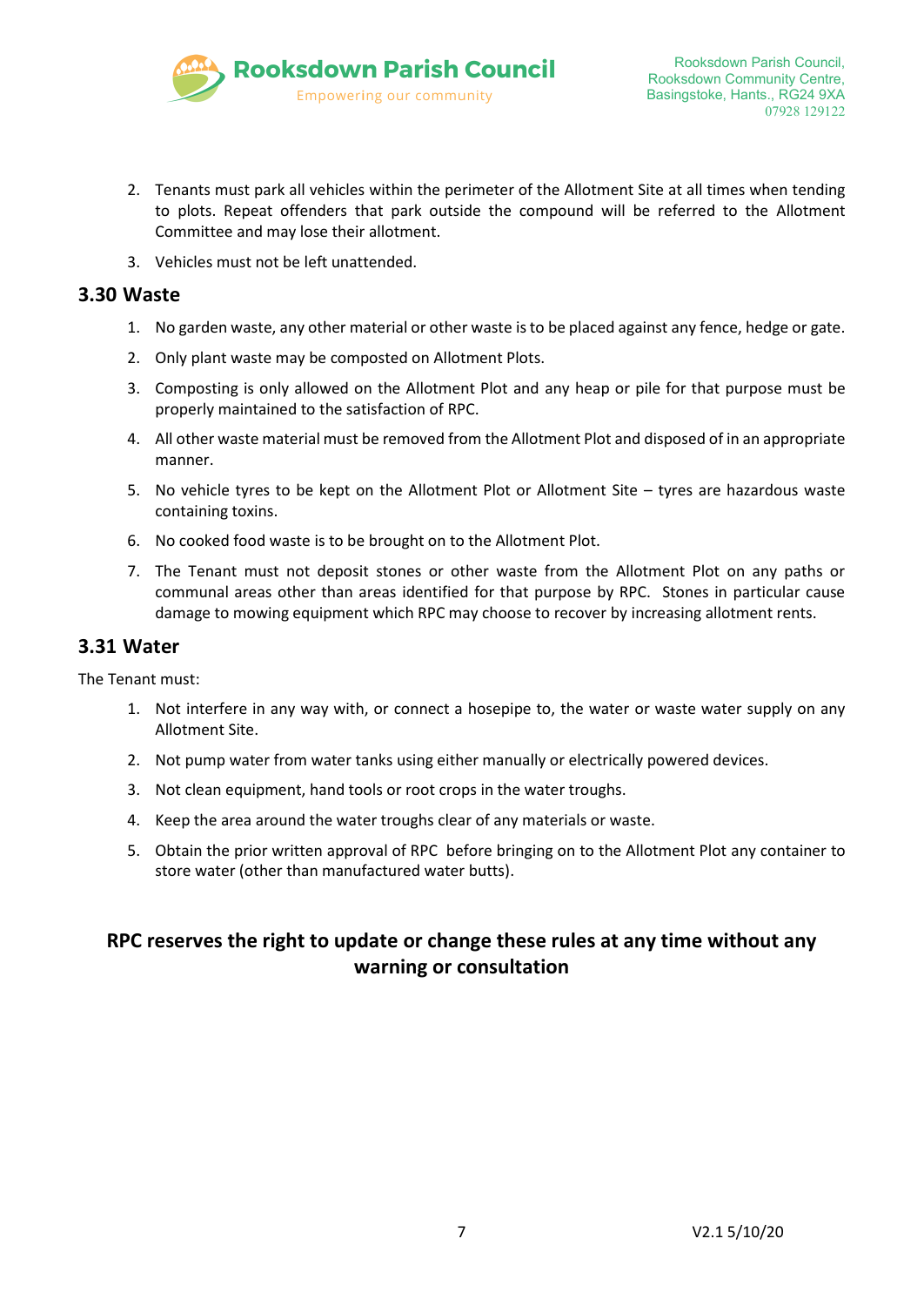2. Tenants must park all vehicles within the perimeter of the Allotment Site at all times when tending to plots. Repeat offenders that park outside the compound will be referred to the Allotment Committee and may lose their allotment.
3. Vehicles must not be left unattended.

## 3.30 Waste

1. No garden waste, any other material or other waste is to be placed against any fence, hedge or gate.
2. Only plant waste may be composted on Allotment Plots.
3. Composting is only allowed on the Allotment Plot and any heap or pile for that purpose must be properly maintained to the satisfaction of RPC.
4. All other waste material must be removed from the Allotment Plot and disposed of in an appropriate manner.
5. No vehicle tyres to be kept on the Allotment Plot or Allotment Site – tyres are hazardous waste containing toxins.
6. No cooked food waste is to be brought on to the Allotment Plot.
7. The Tenant must not deposit stones or other waste from the Allotment Plot on any paths or communal areas other than areas identified for that purpose by RPC. Stones in particular cause damage to mowing equipment which RPC may choose to recover by increasing allotment rents.

## 3.31 Water

The Tenant must:

1. Not interfere in any way with, or connect a hosepipe to, the water or waste water supply on any Allotment Site.
2. Not pump water from water tanks using either manually or electrically powered devices.
3. Not clean equipment, hand tools or root crops in the water troughs.
4. Keep the area around the water troughs clear of any materials or waste.
5. Obtain the prior written approval of RPC before bringing on to the Allotment Plot any container to store water (other than manufactured water butts).

**RPC reserves the right to update or change these rules at any time without any warning or consultation**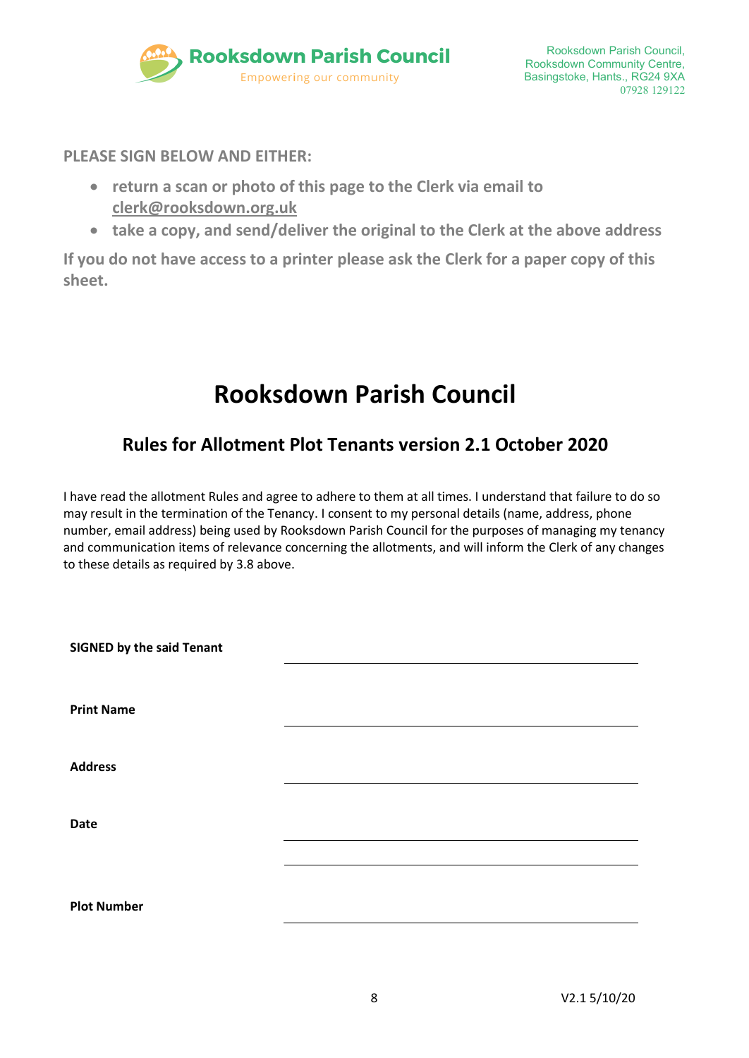Rooksdown Parish Council
Empowering our community

Rooksdown Parish Council,
Rooksdown Community Centre,
Basingstoke, Hants., RG24 9XA
07928 129122

**PLEASE SIGN BELOW AND EITHER:**

- **return a scan or photo of this page to the Clerk via email to clerk@rooksdown.org.uk**
- **take a copy, and send/deliver the original to the Clerk at the above address**

**If you do not have access to a printer please ask the Clerk for a paper copy of this sheet.**

# Rooksdown Parish Council

## Rules for Allotment Plot Tenants version 2.1 October 2020

I have read the allotment Rules and agree to adhere to them at all times. I understand that failure to do so may result in the termination of the Tenancy. I consent to my personal details (name, address, phone number, email address) being used by Rooksdown Parish Council for the purposes of managing my tenancy and communication items of relevance concerning the allotments, and will inform the Clerk of any changes to these details as required by 3.8 above.

**SIGNED by the said Tenant** ______________________________

**Print Name** ______________________________

**Address** ______________________________

**Date** ______________________________

______________________________

**Plot Number** ______________________________

V2.1 5/10/20